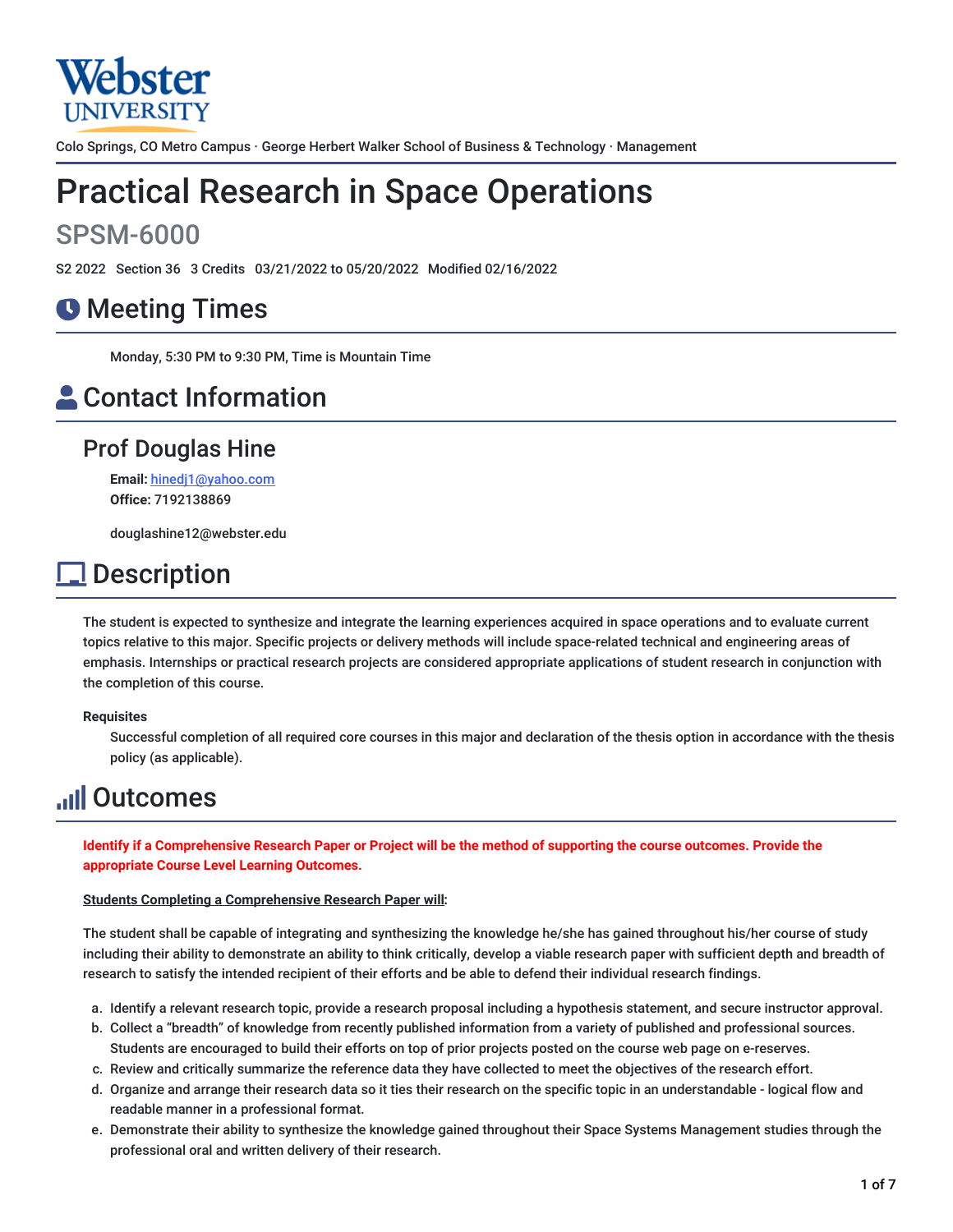Webster UNIVERSITY

Colo Springs, CO Metro Campus · George Herbert Walker School of Business & Technology · Management

# Practical Research in Space Operations

## SPSM-6000

S2 2022   Section 36   3 Credits   03/21/2022 to 05/20/2022   Modified 02/16/2022

## Meeting Times

Monday, 5:30 PM to 9:30 PM, Time is Mountain Time

## Contact Information

### Prof Douglas Hine

**Email:** hinedj1@yahoo.com
**Office:** 7192138869

douglashine12@webster.edu

## Description

The student is expected to synthesize and integrate the learning experiences acquired in space operations and to evaluate current topics relative to this major. Specific projects or delivery methods will include space-related technical and engineering areas of emphasis. Internships or practical research projects are considered appropriate applications of student research in conjunction with the completion of this course.

**Requisites**

Successful completion of all required core courses in this major and declaration of the thesis option in accordance with the thesis policy (as applicable).

## Outcomes

**Identify if a Comprehensive Research Paper or Project will be the method of supporting the course outcomes. Provide the appropriate Course Level Learning Outcomes.**

**Students Completing a Comprehensive Research Paper will:**

The student shall be capable of integrating and synthesizing the knowledge he/she has gained throughout his/her course of study including their ability to demonstrate an ability to think critically, develop a viable research paper with sufficient depth and breadth of research to satisfy the intended recipient of their efforts and be able to defend their individual research findings.

a. Identify a relevant research topic, provide a research proposal including a hypothesis statement, and secure instructor approval.
b. Collect a "breadth" of knowledge from recently published information from a variety of published and professional sources. Students are encouraged to build their efforts on top of prior projects posted on the course web page on e-reserves.
c. Review and critically summarize the reference data they have collected to meet the objectives of the research effort.
d. Organize and arrange their research data so it ties their research on the specific topic in an understandable - logical flow and readable manner in a professional format.
e. Demonstrate their ability to synthesize the knowledge gained throughout their Space Systems Management studies through the professional oral and written delivery of their research.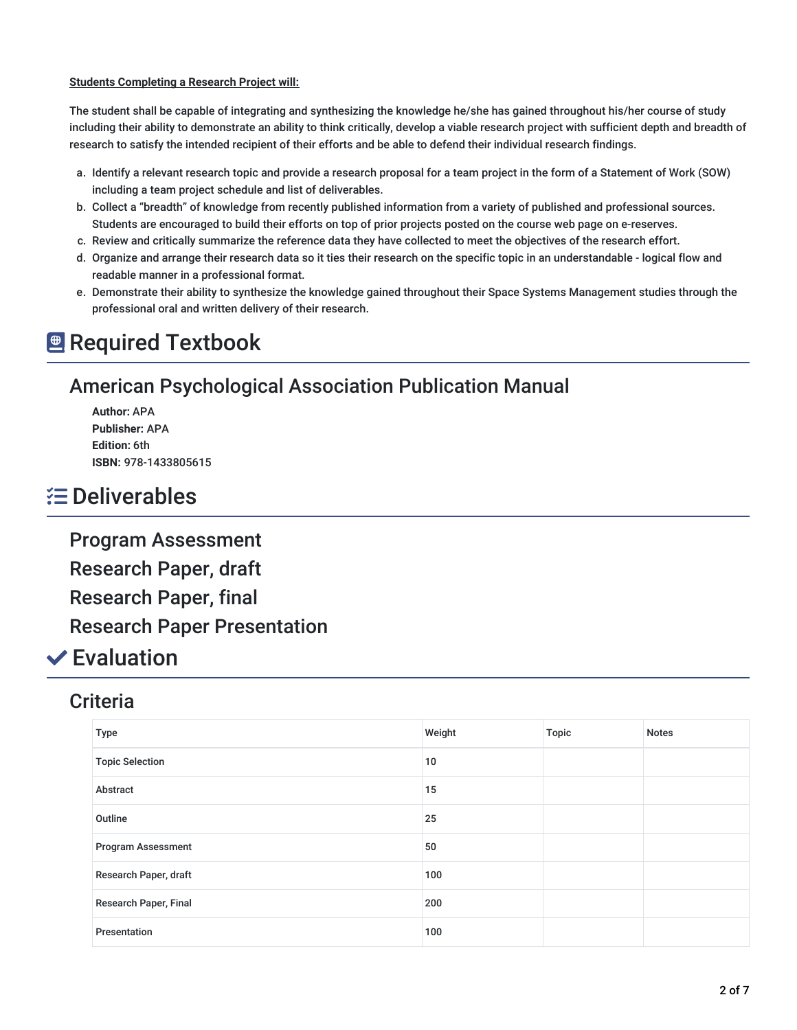**Students Completing a Research Project will:**

The student shall be capable of integrating and synthesizing the knowledge he/she has gained throughout his/her course of study including their ability to demonstrate an ability to think critically, develop a viable research project with sufficient depth and breadth of research to satisfy the intended recipient of their efforts and be able to defend their individual research findings.

a. Identify a relevant research topic and provide a research proposal for a team project in the form of a Statement of Work (SOW) including a team project schedule and list of deliverables.
b. Collect a "breadth" of knowledge from recently published information from a variety of published and professional sources. Students are encouraged to build their efforts on top of prior projects posted on the course web page on e-reserves.
c. Review and critically summarize the reference data they have collected to meet the objectives of the research effort.
d. Organize and arrange their research data so it ties their research on the specific topic in an understandable - logical flow and readable manner in a professional format.
e. Demonstrate their ability to synthesize the knowledge gained throughout their Space Systems Management studies through the professional oral and written delivery of their research.

# Required Textbook

## American Psychological Association Publication Manual

**Author:** APA
**Publisher:** APA
**Edition:** 6th
**ISBN:** 978-1433805615

# Deliverables

## Program Assessment

## Research Paper, draft

## Research Paper, final

## Research Paper Presentation

# Evaluation

## Criteria

| Type | Weight | Topic | Notes |
|---|---|---|---|
| Topic Selection | 10 | | |
| Abstract | 15 | | |
| Outline | 25 | | |
| Program Assessment | 50 | | |
| Research Paper, draft | 100 | | |
| Research Paper, Final | 200 | | |
| Presentation | 100 | | |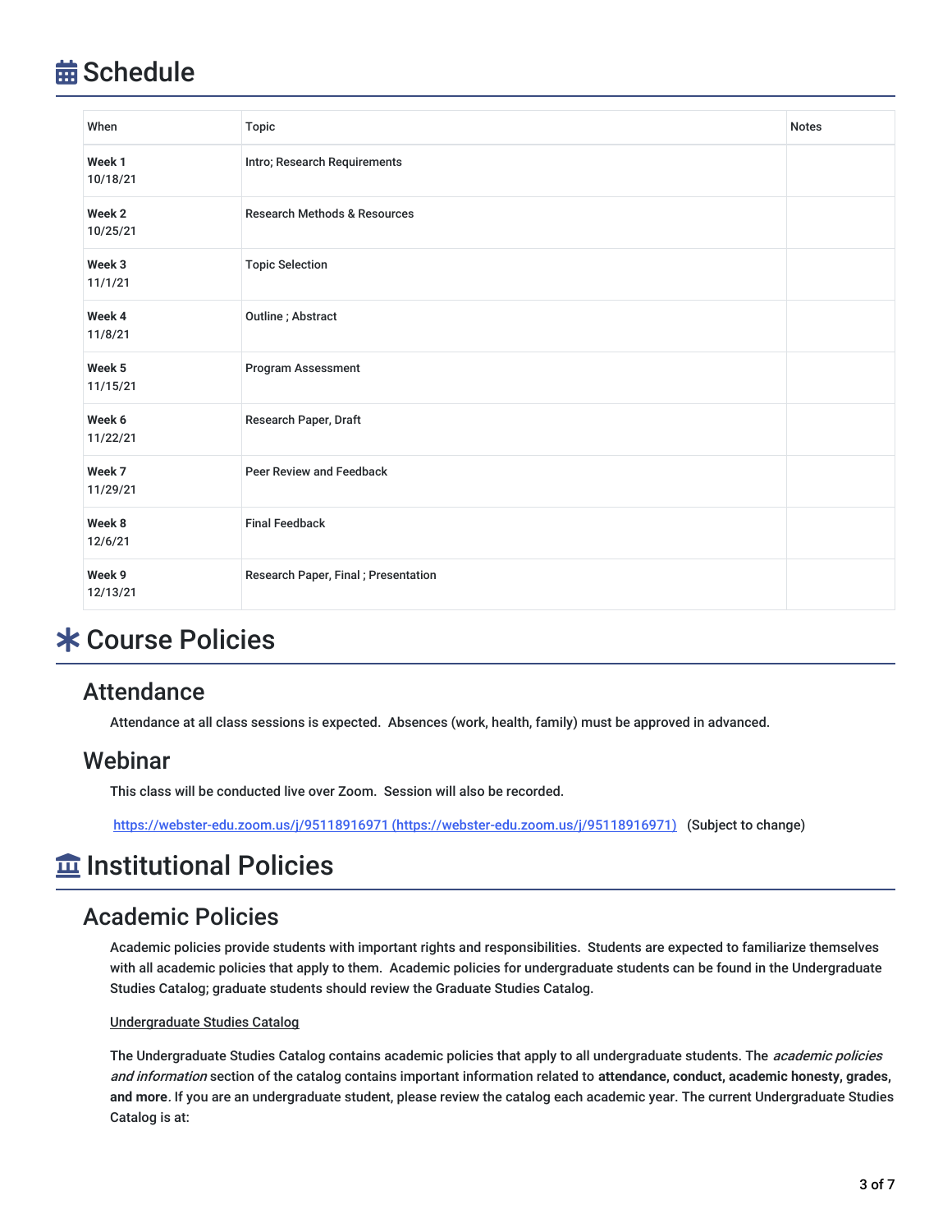# Schedule

| When | Topic | Notes |
| --- | --- | --- |
| **Week 1** 10/18/21 | Intro; Research Requirements | |
| **Week 2** 10/25/21 | Research Methods & Resources | |
| **Week 3** 11/1/21 | Topic Selection | |
| **Week 4** 11/8/21 | Outline ; Abstract | |
| **Week 5** 11/15/21 | Program Assessment | |
| **Week 6** 11/22/21 | Research Paper, Draft | |
| **Week 7** 11/29/21 | Peer Review and Feedback | |
| **Week 8** 12/6/21 | Final Feedback | |
| **Week 9** 12/13/21 | Research Paper, Final ; Presentation | |

# Course Policies

## Attendance

Attendance at all class sessions is expected. Absences (work, health, family) must be approved in advanced.

## Webinar

This class will be conducted live over Zoom. Session will also be recorded.

https://webster-edu.zoom.us/j/95118916971 (https://webster-edu.zoom.us/j/95118916971) (Subject to change)

# Institutional Policies

## Academic Policies

Academic policies provide students with important rights and responsibilities. Students are expected to familiarize themselves with all academic policies that apply to them. Academic policies for undergraduate students can be found in the Undergraduate Studies Catalog; graduate students should review the Graduate Studies Catalog.

Undergraduate Studies Catalog

The Undergraduate Studies Catalog contains academic policies that apply to all undergraduate students. The *academic policies and information* section of the catalog contains important information related to **attendance, conduct, academic honesty, grades, and more**. If you are an undergraduate student, please review the catalog each academic year. The current Undergraduate Studies Catalog is at: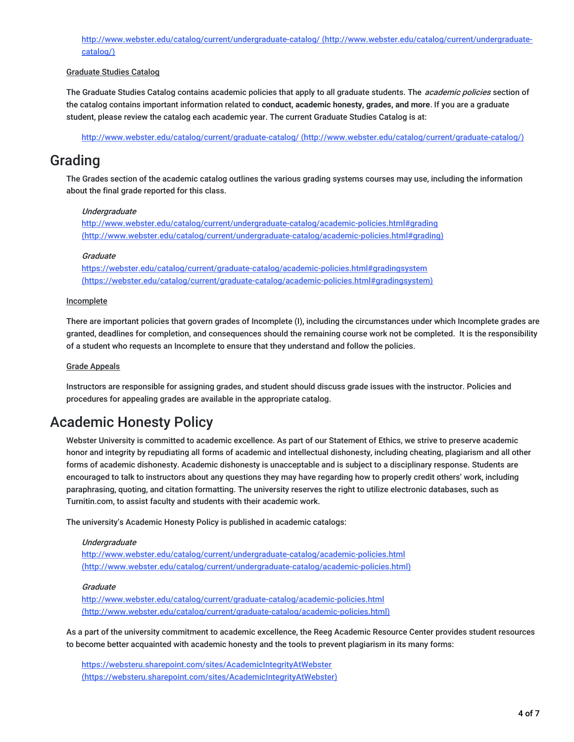http://www.webster.edu/catalog/current/undergraduate-catalog/ (http://www.webster.edu/catalog/current/undergraduate-catalog/)

Graduate Studies Catalog

The Graduate Studies Catalog contains academic policies that apply to all graduate students. The *academic policies* section of the catalog contains important information related to **conduct, academic honesty, grades, and more**. If you are a graduate student, please review the catalog each academic year. The current Graduate Studies Catalog is at:

http://www.webster.edu/catalog/current/graduate-catalog/ (http://www.webster.edu/catalog/current/graduate-catalog/)

# Grading

The Grades section of the academic catalog outlines the various grading systems courses may use, including the information about the final grade reported for this class.

*Undergraduate*
http://www.webster.edu/catalog/current/undergraduate-catalog/academic-policies.html#grading (http://www.webster.edu/catalog/current/undergraduate-catalog/academic-policies.html#grading)

*Graduate*
https://webster.edu/catalog/current/graduate-catalog/academic-policies.html#gradingsystem (https://webster.edu/catalog/current/graduate-catalog/academic-policies.html#gradingsystem)

Incomplete

There are important policies that govern grades of Incomplete (I), including the circumstances under which Incomplete grades are granted, deadlines for completion, and consequences should the remaining course work not be completed. It is the responsibility of a student who requests an Incomplete to ensure that they understand and follow the policies.

Grade Appeals

Instructors are responsible for assigning grades, and student should discuss grade issues with the instructor. Policies and procedures for appealing grades are available in the appropriate catalog.

# Academic Honesty Policy

Webster University is committed to academic excellence. As part of our Statement of Ethics, we strive to preserve academic honor and integrity by repudiating all forms of academic and intellectual dishonesty, including cheating, plagiarism and all other forms of academic dishonesty. Academic dishonesty is unacceptable and is subject to a disciplinary response. Students are encouraged to talk to instructors about any questions they may have regarding how to properly credit others' work, including paraphrasing, quoting, and citation formatting. The university reserves the right to utilize electronic databases, such as Turnitin.com, to assist faculty and students with their academic work.

The university's Academic Honesty Policy is published in academic catalogs:

*Undergraduate*
http://www.webster.edu/catalog/current/undergraduate-catalog/academic-policies.html (http://www.webster.edu/catalog/current/undergraduate-catalog/academic-policies.html)

*Graduate*
http://www.webster.edu/catalog/current/graduate-catalog/academic-policies.html (http://www.webster.edu/catalog/current/graduate-catalog/academic-policies.html)

As a part of the university commitment to academic excellence, the Reeg Academic Resource Center provides student resources to become better acquainted with academic honesty and the tools to prevent plagiarism in its many forms:

https://websteru.sharepoint.com/sites/AcademicIntegrityAtWebster (https://websteru.sharepoint.com/sites/AcademicIntegrityAtWebster)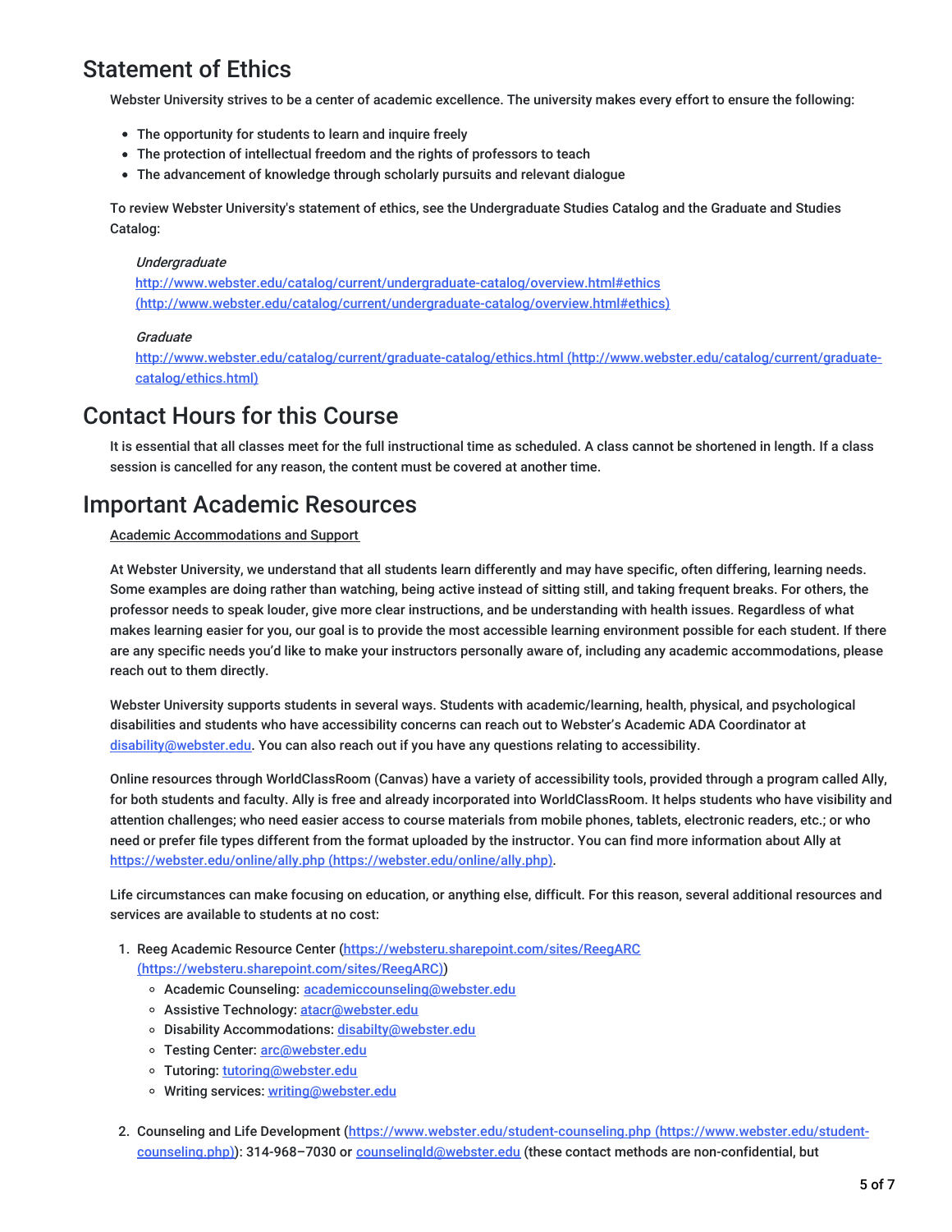## Statement of Ethics

Webster University strives to be a center of academic excellence. The university makes every effort to ensure the following:

- The opportunity for students to learn and inquire freely
- The protection of intellectual freedom and the rights of professors to teach
- The advancement of knowledge through scholarly pursuits and relevant dialogue

To review Webster University's statement of ethics, see the Undergraduate Studies Catalog and the Graduate and Studies Catalog:

*Undergraduate*
http://www.webster.edu/catalog/current/undergraduate-catalog/overview.html#ethics (http://www.webster.edu/catalog/current/undergraduate-catalog/overview.html#ethics)

*Graduate*
http://www.webster.edu/catalog/current/graduate-catalog/ethics.html (http://www.webster.edu/catalog/current/graduate-catalog/ethics.html)

## Contact Hours for this Course

It is essential that all classes meet for the full instructional time as scheduled. A class cannot be shortened in length. If a class session is cancelled for any reason, the content must be covered at another time.

## Important Academic Resources

Academic Accommodations and Support

At Webster University, we understand that all students learn differently and may have specific, often differing, learning needs. Some examples are doing rather than watching, being active instead of sitting still, and taking frequent breaks. For others, the professor needs to speak louder, give more clear instructions, and be understanding with health issues. Regardless of what makes learning easier for you, our goal is to provide the most accessible learning environment possible for each student. If there are any specific needs you'd like to make your instructors personally aware of, including any academic accommodations, please reach out to them directly.

Webster University supports students in several ways. Students with academic/learning, health, physical, and psychological disabilities and students who have accessibility concerns can reach out to Webster's Academic ADA Coordinator at disability@webster.edu. You can also reach out if you have any questions relating to accessibility.

Online resources through WorldClassRoom (Canvas) have a variety of accessibility tools, provided through a program called Ally, for both students and faculty. Ally is free and already incorporated into WorldClassRoom. It helps students who have visibility and attention challenges; who need easier access to course materials from mobile phones, tablets, electronic readers, etc.; or who need or prefer file types different from the format uploaded by the instructor. You can find more information about Ally at https://webster.edu/online/ally.php (https://webster.edu/online/ally.php).

Life circumstances can make focusing on education, or anything else, difficult. For this reason, several additional resources and services are available to students at no cost:

1. Reeg Academic Resource Center (https://websteru.sharepoint.com/sites/ReegARC (https://websteru.sharepoint.com/sites/ReegARC))
   - Academic Counseling: academiccounseling@webster.edu
   - Assistive Technology: atacr@webster.edu
   - Disability Accommodations: disabilty@webster.edu
   - Testing Center: arc@webster.edu
   - Tutoring: tutoring@webster.edu
   - Writing services: writing@webster.edu
2. Counseling and Life Development (https://www.webster.edu/student-counseling.php (https://www.webster.edu/student-counseling.php)): 314-968–7030 or counselingld@webster.edu (these contact methods are non-confidential, but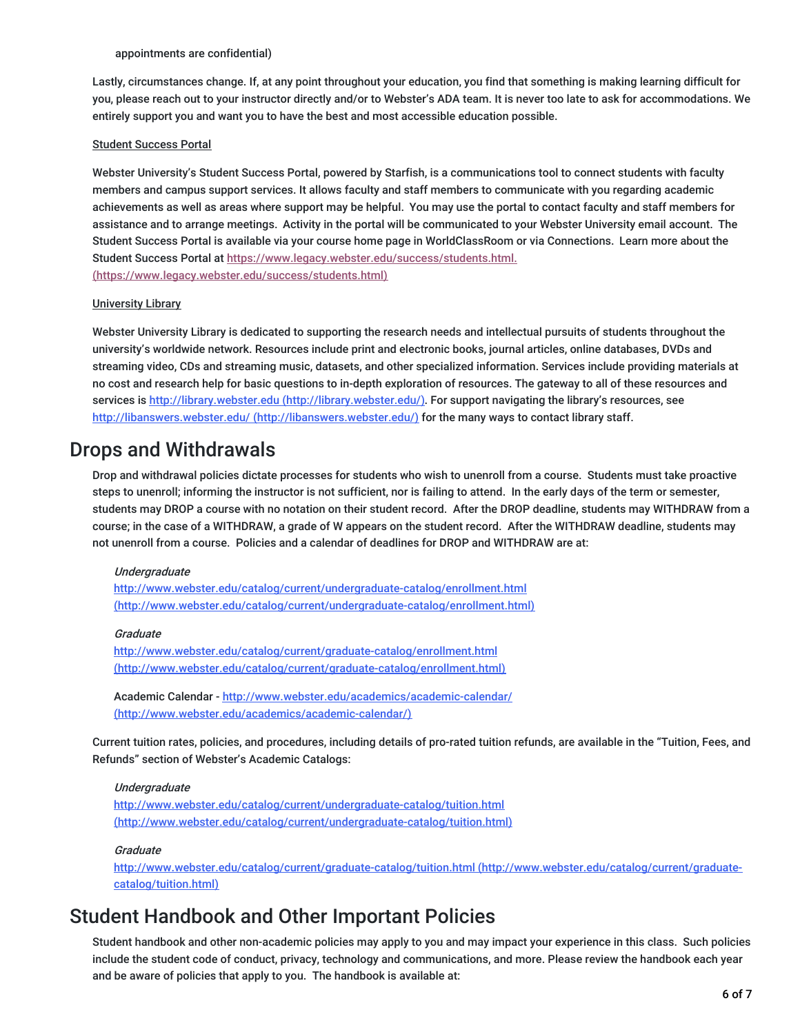appointments are confidential)

Lastly, circumstances change. If, at any point throughout your education, you find that something is making learning difficult for you, please reach out to your instructor directly and/or to Webster's ADA team. It is never too late to ask for accommodations. We entirely support you and want you to have the best and most accessible education possible.

Student Success Portal

Webster University's Student Success Portal, powered by Starfish, is a communications tool to connect students with faculty members and campus support services. It allows faculty and staff members to communicate with you regarding academic achievements as well as areas where support may be helpful. You may use the portal to contact faculty and staff members for assistance and to arrange meetings. Activity in the portal will be communicated to your Webster University email account. The Student Success Portal is available via your course home page in WorldClassRoom or via Connections. Learn more about the Student Success Portal at https://www.legacy.webster.edu/success/students.html. (https://www.legacy.webster.edu/success/students.html)

University Library

Webster University Library is dedicated to supporting the research needs and intellectual pursuits of students throughout the university's worldwide network. Resources include print and electronic books, journal articles, online databases, DVDs and streaming video, CDs and streaming music, datasets, and other specialized information. Services include providing materials at no cost and research help for basic questions to in-depth exploration of resources. The gateway to all of these resources and services is http://library.webster.edu (http://library.webster.edu/). For support navigating the library's resources, see http://libanswers.webster.edu/ (http://libanswers.webster.edu/) for the many ways to contact library staff.

## Drops and Withdrawals

Drop and withdrawal policies dictate processes for students who wish to unenroll from a course. Students must take proactive steps to unenroll; informing the instructor is not sufficient, nor is failing to attend. In the early days of the term or semester, students may DROP a course with no notation on their student record. After the DROP deadline, students may WITHDRAW from a course; in the case of a WITHDRAW, a grade of W appears on the student record. After the WITHDRAW deadline, students may not unenroll from a course. Policies and a calendar of deadlines for DROP and WITHDRAW are at:

*Undergraduate*
http://www.webster.edu/catalog/current/undergraduate-catalog/enrollment.html (http://www.webster.edu/catalog/current/undergraduate-catalog/enrollment.html)

*Graduate*
http://www.webster.edu/catalog/current/graduate-catalog/enrollment.html (http://www.webster.edu/catalog/current/graduate-catalog/enrollment.html)

Academic Calendar - http://www.webster.edu/academics/academic-calendar/ (http://www.webster.edu/academics/academic-calendar/)

Current tuition rates, policies, and procedures, including details of pro-rated tuition refunds, are available in the "Tuition, Fees, and Refunds" section of Webster's Academic Catalogs:

*Undergraduate*
http://www.webster.edu/catalog/current/undergraduate-catalog/tuition.html (http://www.webster.edu/catalog/current/undergraduate-catalog/tuition.html)

*Graduate*
http://www.webster.edu/catalog/current/graduate-catalog/tuition.html (http://www.webster.edu/catalog/current/graduate-catalog/tuition.html)

## Student Handbook and Other Important Policies

Student handbook and other non-academic policies may apply to you and may impact your experience in this class. Such policies include the student code of conduct, privacy, technology and communications, and more. Please review the handbook each year and be aware of policies that apply to you. The handbook is available at: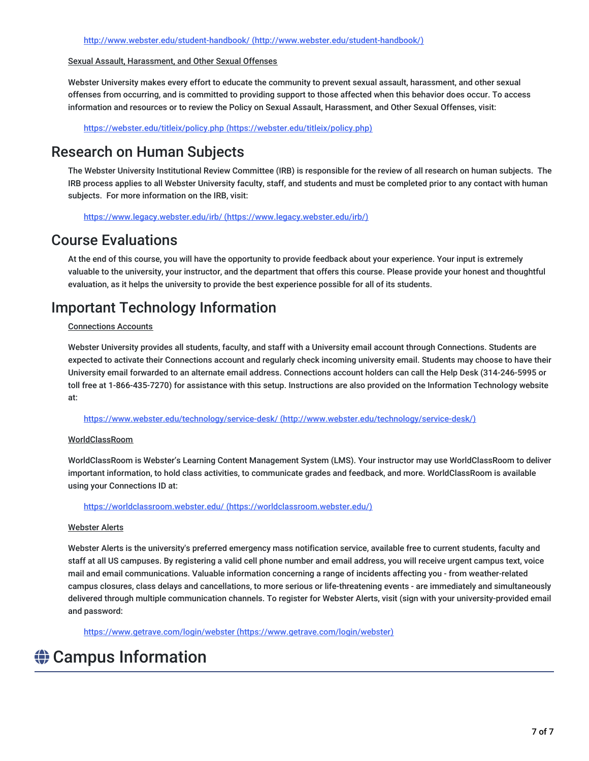http://www.webster.edu/student-handbook/ (http://www.webster.edu/student-handbook/)

Sexual Assault, Harassment, and Other Sexual Offenses

Webster University makes every effort to educate the community to prevent sexual assault, harassment, and other sexual offenses from occurring, and is committed to providing support to those affected when this behavior does occur. To access information and resources or to review the Policy on Sexual Assault, Harassment, and Other Sexual Offenses, visit:

https://webster.edu/titleix/policy.php (https://webster.edu/titleix/policy.php)

## Research on Human Subjects

The Webster University Institutional Review Committee (IRB) is responsible for the review of all research on human subjects. The IRB process applies to all Webster University faculty, staff, and students and must be completed prior to any contact with human subjects. For more information on the IRB, visit:

https://www.legacy.webster.edu/irb/ (https://www.legacy.webster.edu/irb/)

## Course Evaluations

At the end of this course, you will have the opportunity to provide feedback about your experience. Your input is extremely valuable to the university, your instructor, and the department that offers this course. Please provide your honest and thoughtful evaluation, as it helps the university to provide the best experience possible for all of its students.

## Important Technology Information

Connections Accounts

Webster University provides all students, faculty, and staff with a University email account through Connections. Students are expected to activate their Connections account and regularly check incoming university email. Students may choose to have their University email forwarded to an alternate email address. Connections account holders can call the Help Desk (314-246-5995 or toll free at 1-866-435-7270) for assistance with this setup. Instructions are also provided on the Information Technology website at:

https://www.webster.edu/technology/service-desk/ (http://www.webster.edu/technology/service-desk/)

WorldClassRoom

WorldClassRoom is Webster's Learning Content Management System (LMS). Your instructor may use WorldClassRoom to deliver important information, to hold class activities, to communicate grades and feedback, and more. WorldClassRoom is available using your Connections ID at:

https://worldclassroom.webster.edu/ (https://worldclassroom.webster.edu/)

Webster Alerts

Webster Alerts is the university's preferred emergency mass notification service, available free to current students, faculty and staff at all US campuses. By registering a valid cell phone number and email address, you will receive urgent campus text, voice mail and email communications. Valuable information concerning a range of incidents affecting you - from weather-related campus closures, class delays and cancellations, to more serious or life-threatening events - are immediately and simultaneously delivered through multiple communication channels. To register for Webster Alerts, visit (sign with your university-provided email and password:

https://www.getrave.com/login/webster (https://www.getrave.com/login/webster)

# Campus Information